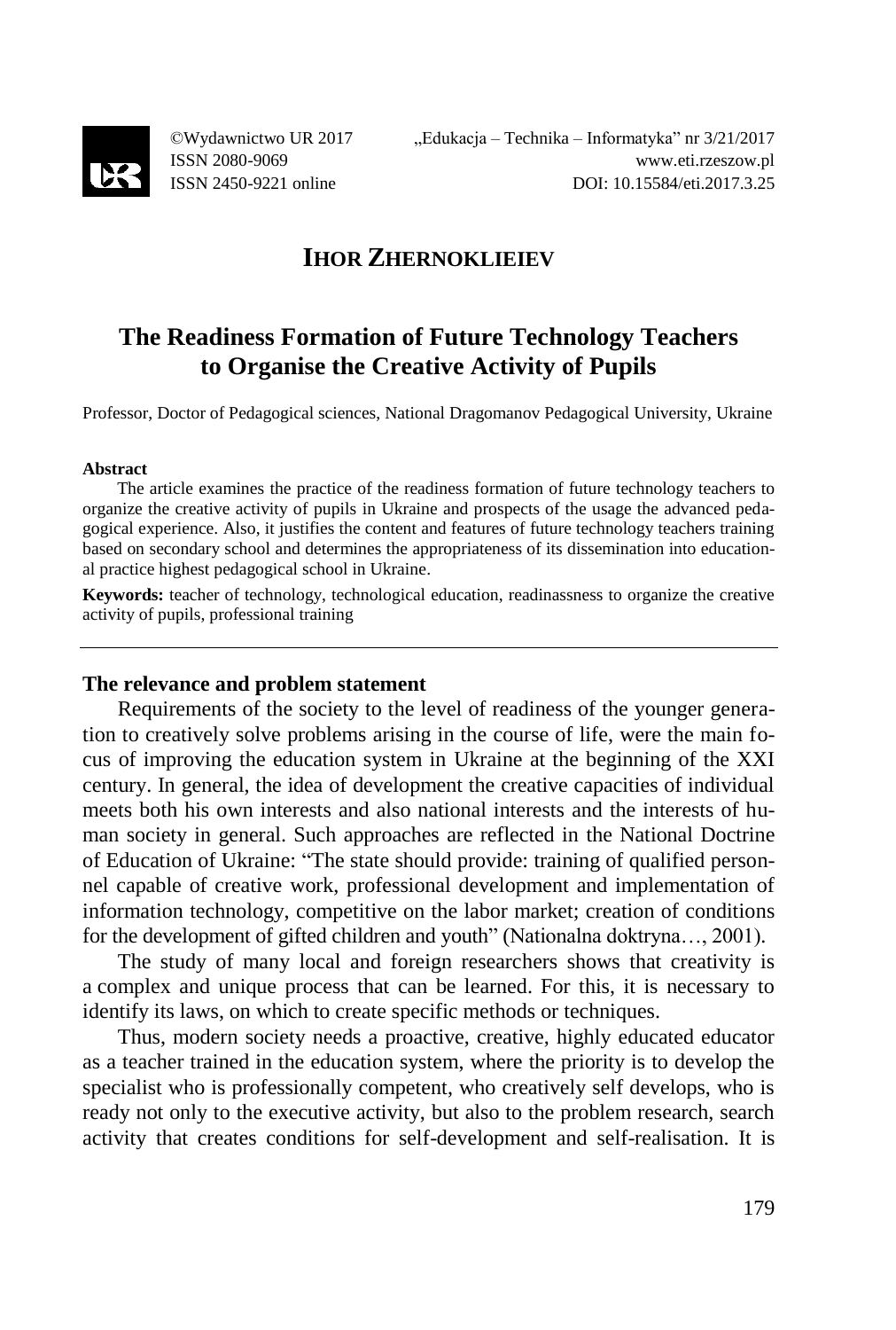# IHOR ZHERNOKLIEIEV

## The Readiness Formation of Future Technology Teachers to Organise the Creative Activity of Pupils

Professor, Doctor of Pedagogical sciences, National Dragomanov Pedagogical University, Ukraine

**Abstract**

The article examines the practice of the readiness formation of future technology teachers to organize the creative activity of pupils in Ukraine and prospects of the usage the advanced pedagogical experience. Also, it justifies the content and features of future technology teachers training based on secondary school and determines the appropriateness of its dissemination into educational practice highest pedagogical school in Ukraine.

**Keywords:** teacher of technology, technological education, readinassness to organize the creative activity of pupils, professional training

---

### The relevance and problem statement

Requirements of the society to the level of readiness of the younger generation to creatively solve problems arising in the course of life, were the main focus of improving the education system in Ukraine at the beginning of the XXI century. In general, the idea of development the creative capacities of individual meets both his own interests and also national interests and the interests of human society in general. Such approaches are reflected in the National Doctrine of Education of Ukraine: "The state should provide: training of qualified personnel capable of creative work, professional development and implementation of information technology, competitive on the labor market; creation of conditions for the development of gifted children and youth" (Nationalna doktryna…, 2001).

The study of many local and foreign researchers shows that creativity is a complex and unique process that can be learned. For this, it is necessary to identify its laws, on which to create specific methods or techniques.

Thus, modern society needs a proactive, creative, highly educated educator as a teacher trained in the education system, where the priority is to develop the specialist who is professionally competent, who creatively self develops, who is ready not only to the executive activity, but also to the problem research, search activity that creates conditions for self-development and self-realisation. It is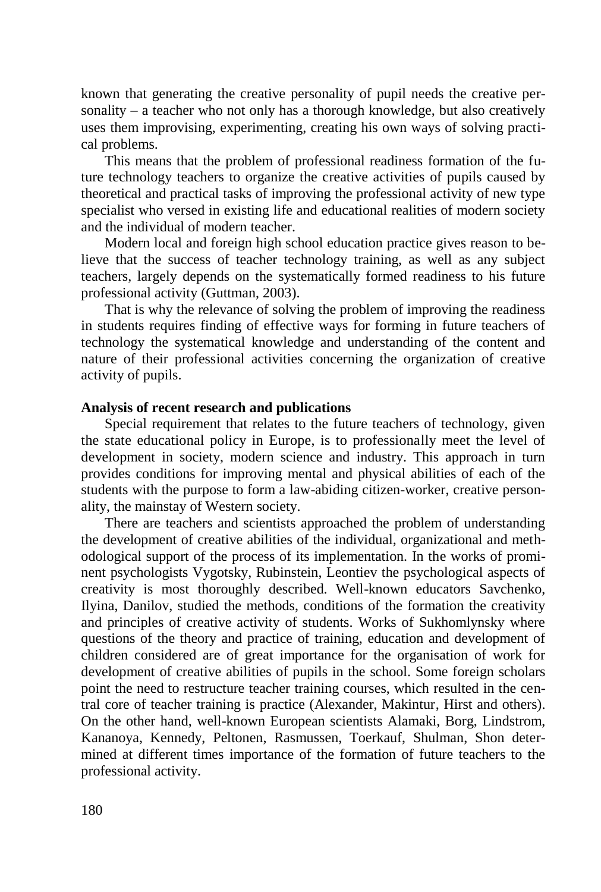known that generating the creative personality of pupil needs the creative personality – a teacher who not only has a thorough knowledge, but also creatively uses them improvising, experimenting, creating his own ways of solving practical problems.

This means that the problem of professional readiness formation of the future technology teachers to organize the creative activities of pupils caused by theoretical and practical tasks of improving the professional activity of new type specialist who versed in existing life and educational realities of modern society and the individual of modern teacher.

Modern local and foreign high school education practice gives reason to believe that the success of teacher technology training, as well as any subject teachers, largely depends on the systematically formed readiness to his future professional activity (Guttman, 2003).

That is why the relevance of solving the problem of improving the readiness in students requires finding of effective ways for forming in future teachers of technology the systematical knowledge and understanding of the content and nature of their professional activities concerning the organization of creative activity of pupils.

**Analysis of recent research and publications**

Special requirement that relates to the future teachers of technology, given the state educational policy in Europe, is to professionally meet the level of development in society, modern science and industry. This approach in turn provides conditions for improving mental and physical abilities of each of the students with the purpose to form a law-abiding citizen-worker, creative personality, the mainstay of Western society.

There are teachers and scientists approached the problem of understanding the development of creative abilities of the individual, organizational and methodological support of the process of its implementation. In the works of prominent psychologists Vygotsky, Rubinstein, Leontiev the psychological aspects of creativity is most thoroughly described. Well-known educators Savchenko, Ilyina, Danilov, studied the methods, conditions of the formation the creativity and principles of creative activity of students. Works of Sukhomlynsky where questions of the theory and practice of training, education and development of children considered are of great importance for the organisation of work for development of creative abilities of pupils in the school. Some foreign scholars point the need to restructure teacher training courses, which resulted in the central core of teacher training is practice (Alexander, Makintur, Hirst and others). On the other hand, well-known European scientists Alamaki, Borg, Lindstrom, Kananoya, Kennedy, Peltonen, Rasmussen, Toerkauf, Shulman, Shon determined at different times importance of the formation of future teachers to the professional activity.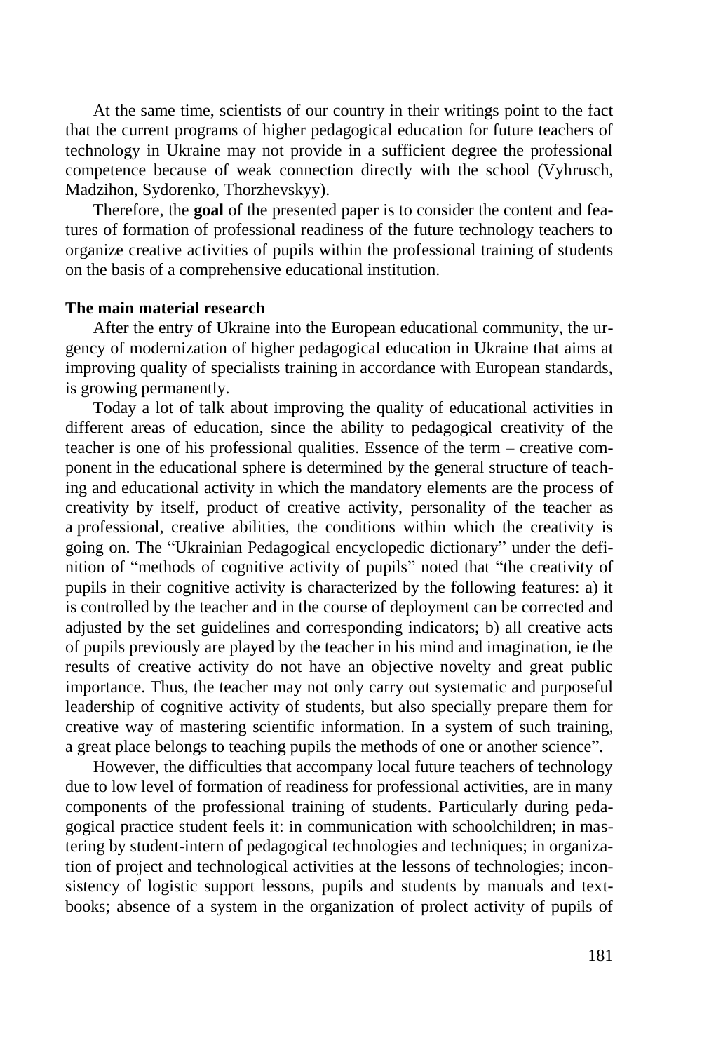At the same time, scientists of our country in their writings point to the fact that the current programs of higher pedagogical education for future teachers of technology in Ukraine may not provide in a sufficient degree the professional competence because of weak connection directly with the school (Vyhrusch, Madzihon, Sydorenko, Thorzhevskyy).

Therefore, the **goal** of the presented paper is to consider the content and features of formation of professional readiness of the future technology teachers to organize creative activities of pupils within the professional training of students on the basis of a comprehensive educational institution.

**The main material research**

After the entry of Ukraine into the European educational community, the urgency of modernization of higher pedagogical education in Ukraine that aims at improving quality of specialists training in accordance with European standards, is growing permanently.

Today a lot of talk about improving the quality of educational activities in different areas of education, since the ability to pedagogical creativity of the teacher is one of his professional qualities. Essence of the term – creative component in the educational sphere is determined by the general structure of teaching and educational activity in which the mandatory elements are the process of creativity by itself, product of creative activity, personality of the teacher as a professional, creative abilities, the conditions within which the creativity is going on. The "Ukrainian Pedagogical encyclopedic dictionary" under the definition of "methods of cognitive activity of pupils" noted that "the creativity of pupils in their cognitive activity is characterized by the following features: a) it is controlled by the teacher and in the course of deployment can be corrected and adjusted by the set guidelines and corresponding indicators; b) all creative acts of pupils previously are played by the teacher in his mind and imagination, ie the results of creative activity do not have an objective novelty and great public importance. Thus, the teacher may not only carry out systematic and purposeful leadership of cognitive activity of students, but also specially prepare them for creative way of mastering scientific information. In a system of such training, a great place belongs to teaching pupils the methods of one or another science".

However, the difficulties that accompany local future teachers of technology due to low level of formation of readiness for professional activities, are in many components of the professional training of students. Particularly during pedagogical practice student feels it: in communication with schoolchildren; in mastering by student-intern of pedagogical technologies and techniques; in organization of project and technological activities at the lessons of technologies; inconsistency of logistic support lessons, pupils and students by manuals and textbooks; absence of a system in the organization of prolect activity of pupils of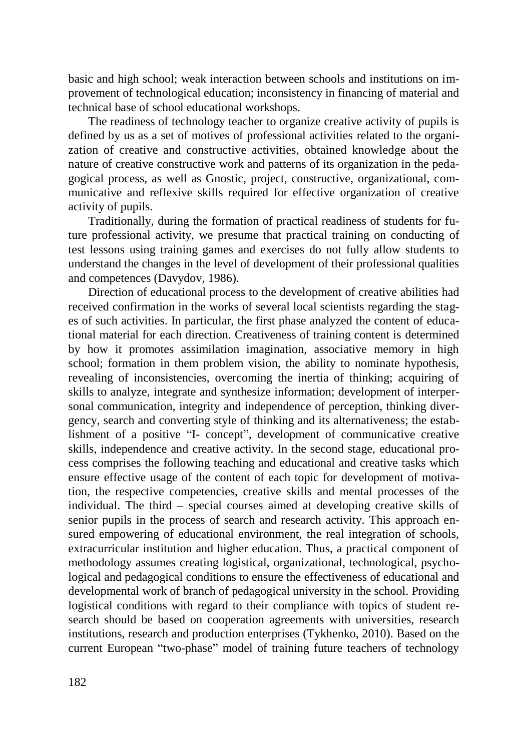basic and high school; weak interaction between schools and institutions on improvement of technological education; inconsistency in financing of material and technical base of school educational workshops.

The readiness of technology teacher to organize creative activity of pupils is defined by us as a set of motives of professional activities related to the organization of creative and constructive activities, obtained knowledge about the nature of creative constructive work and patterns of its organization in the pedagogical process, as well as Gnostic, project, constructive, organizational, communicative and reflexive skills required for effective organization of creative activity of pupils.

Traditionally, during the formation of practical readiness of students for future professional activity, we presume that practical training on conducting of test lessons using training games and exercises do not fully allow students to understand the changes in the level of development of their professional qualities and competences (Davydov, 1986).

Direction of educational process to the development of creative abilities had received confirmation in the works of several local scientists regarding the stages of such activities. In particular, the first phase analyzed the content of educational material for each direction. Creativeness of training content is determined by how it promotes assimilation imagination, associative memory in high school; formation in them problem vision, the ability to nominate hypothesis, revealing of inconsistencies, overcoming the inertia of thinking; acquiring of skills to analyze, integrate and synthesize information; development of interpersonal communication, integrity and independence of perception, thinking divergency, search and converting style of thinking and its alternativeness; the establishment of a positive "I- concept", development of communicative creative skills, independence and creative activity. In the second stage, educational process comprises the following teaching and educational and creative tasks which ensure effective usage of the content of each topic for development of motivation, the respective competencies, creative skills and mental processes of the individual. The third – special courses aimed at developing creative skills of senior pupils in the process of search and research activity. This approach ensured empowering of educational environment, the real integration of schools, extracurricular institution and higher education. Thus, a practical component of methodology assumes creating logistical, organizational, technological, psychological and pedagogical conditions to ensure the effectiveness of educational and developmental work of branch of pedagogical university in the school. Providing logistical conditions with regard to their compliance with topics of student research should be based on cooperation agreements with universities, research institutions, research and production enterprises (Tykhenko, 2010). Based on the current European "two-phase" model of training future teachers of technology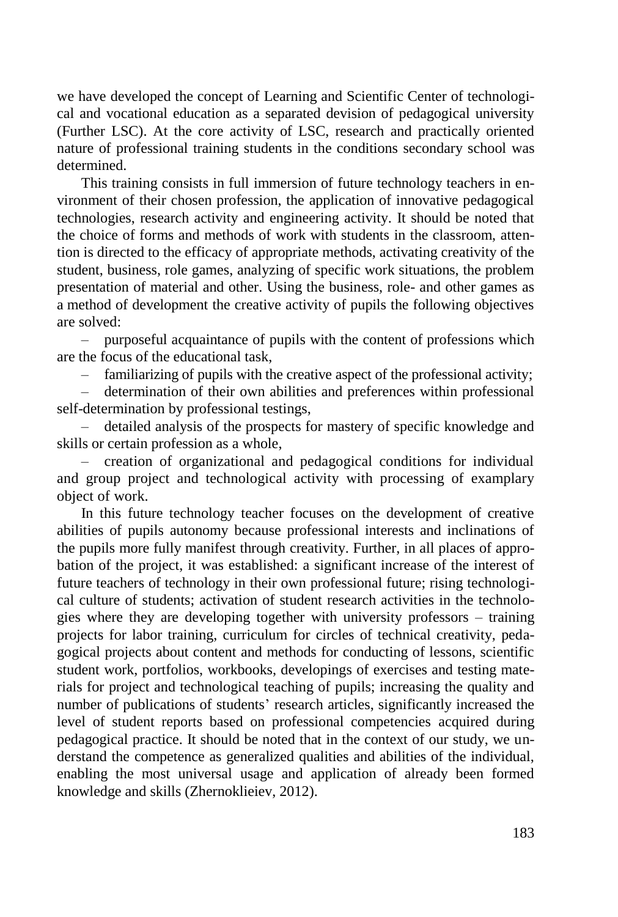we have developed the concept of Learning and Scientific Center of technological and vocational education as a separated devision of pedagogical university (Further LSC). At the core activity of LSC, research and practically oriented nature of professional training students in the conditions secondary school was determined.

This training consists in full immersion of future technology teachers in environment of their chosen profession, the application of innovative pedagogical technologies, research activity and engineering activity. It should be noted that the choice of forms and methods of work with students in the classroom, attention is directed to the efficacy of appropriate methods, activating creativity of the student, business, role games, analyzing of specific work situations, the problem presentation of material and other. Using the business, role- and other games as a method of development the creative activity of pupils the following objectives are solved:

– purposeful acquaintance of pupils with the content of professions which are the focus of the educational task,

– familiarizing of pupils with the creative aspect of the professional activity;

– determination of their own abilities and preferences within professional self-determination by professional testings,

– detailed analysis of the prospects for mastery of specific knowledge and skills or certain profession as a whole,

– creation of organizational and pedagogical conditions for individual and group project and technological activity with processing of examplary object of work.

In this future technology teacher focuses on the development of creative abilities of pupils autonomy because professional interests and inclinations of the pupils more fully manifest through creativity. Further, in all places of approbation of the project, it was established: a significant increase of the interest of future teachers of technology in their own professional future; rising technological culture of students; activation of student research activities in the technologies where they are developing together with university professors – training projects for labor training, curriculum for circles of technical creativity, pedagogical projects about content and methods for conducting of lessons, scientific student work, portfolios, workbooks, developings of exercises and testing materials for project and technological teaching of pupils; increasing the quality and number of publications of students' research articles, significantly increased the level of student reports based on professional competencies acquired during pedagogical practice. It should be noted that in the context of our study, we understand the competence as generalized qualities and abilities of the individual, enabling the most universal usage and application of already been formed knowledge and skills (Zhernoklieiev, 2012).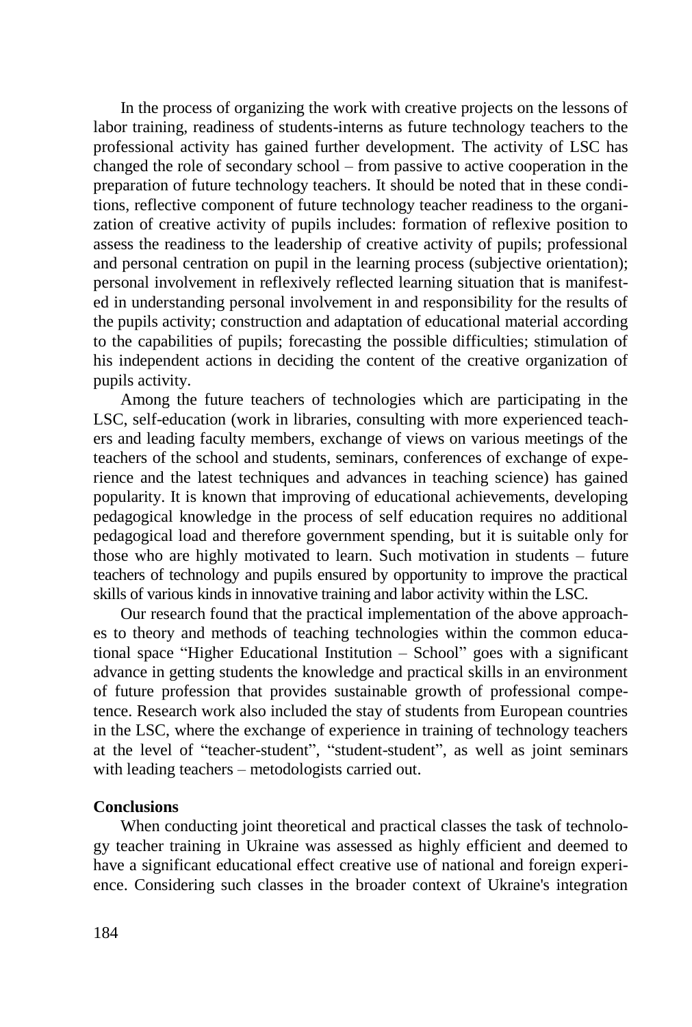In the process of organizing the work with creative projects on the lessons of labor training, readiness of students-interns as future technology teachers to the professional activity has gained further development. The activity of LSC has changed the role of secondary school – from passive to active cooperation in the preparation of future technology teachers. It should be noted that in these conditions, reflective component of future technology teacher readiness to the organization of creative activity of pupils includes: formation of reflexive position to assess the readiness to the leadership of creative activity of pupils; professional and personal centration on pupil in the learning process (subjective orientation); personal involvement in reflexively reflected learning situation that is manifested in understanding personal involvement in and responsibility for the results of the pupils activity; construction and adaptation of educational material according to the capabilities of pupils; forecasting the possible difficulties; stimulation of his independent actions in deciding the content of the creative organization of pupils activity.

Among the future teachers of technologies which are participating in the LSC, self-education (work in libraries, consulting with more experienced teachers and leading faculty members, exchange of views on various meetings of the teachers of the school and students, seminars, conferences of exchange of experience and the latest techniques and advances in teaching science) has gained popularity. It is known that improving of educational achievements, developing pedagogical knowledge in the process of self education requires no additional pedagogical load and therefore government spending, but it is suitable only for those who are highly motivated to learn. Such motivation in students – future teachers of technology and pupils ensured by opportunity to improve the practical skills of various kinds in innovative training and labor activity within the LSC.

Our research found that the practical implementation of the above approaches to theory and methods of teaching technologies within the common educational space "Higher Educational Institution – School" goes with a significant advance in getting students the knowledge and practical skills in an environment of future profession that provides sustainable growth of professional competence. Research work also included the stay of students from European countries in the LSC, where the exchange of experience in training of technology teachers at the level of "teacher-student", "student-student", as well as joint seminars with leading teachers – metodologists carried out.

**Conclusions**

When conducting joint theoretical and practical classes the task of technology teacher training in Ukraine was assessed as highly efficient and deemed to have a significant educational effect creative use of national and foreign experience. Considering such classes in the broader context of Ukraine's integration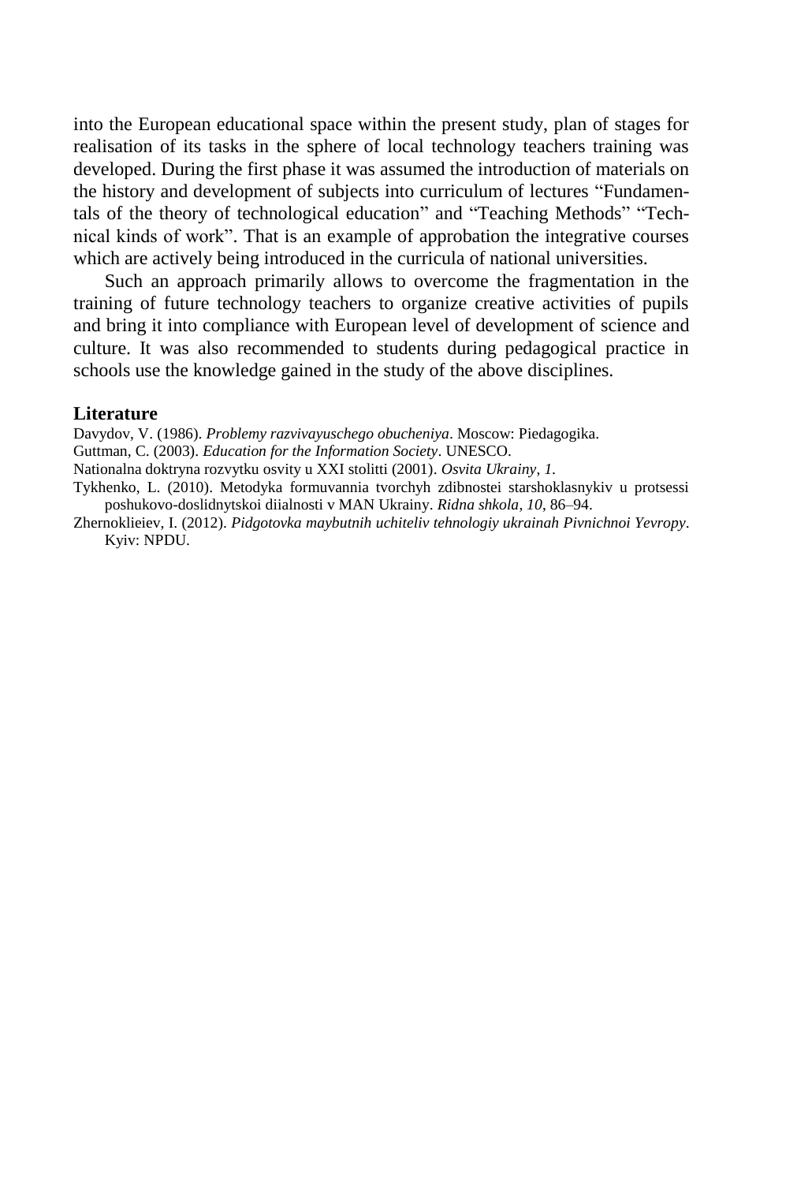into the European educational space within the present study, plan of stages for realisation of its tasks in the sphere of local technology teachers training was developed. During the first phase it was assumed the introduction of materials on the history and development of subjects into curriculum of lectures "Fundamentals of the theory of technological education" and "Teaching Methods" "Technical kinds of work". That is an example of approbation the integrative courses which are actively being introduced in the curricula of national universities.

Such an approach primarily allows to overcome the fragmentation in the training of future technology teachers to organize creative activities of pupils and bring it into compliance with European level of development of science and culture. It was also recommended to students during pedagogical practice in schools use the knowledge gained in the study of the above disciplines.

## Literature

Davydov, V. (1986). *Problemy razvivayuschego obucheniya*. Moscow: Piedagogika.

Guttman, C. (2003). *Education for the Information Society*. UNESCO.

Nationalna doktryna rozvytku osvity u XXI stolitti (2001). *Osvita Ukrainy*, *1*.

Tykhenko, L. (2010). Metodyka formuvannia tvorchyh zdibnostei starshoklasnykiv u protsessi poshukovo-doslidnytskoi diialnosti v MAN Ukrainy. *Ridna shkola*, *10*, 86–94.

Zhernoklieiev, I. (2012). *Pidgotovka maybutnih uchiteliv tehnologiy ukrainah Pivnichnoi Yevropy*. Kyiv: NPDU.